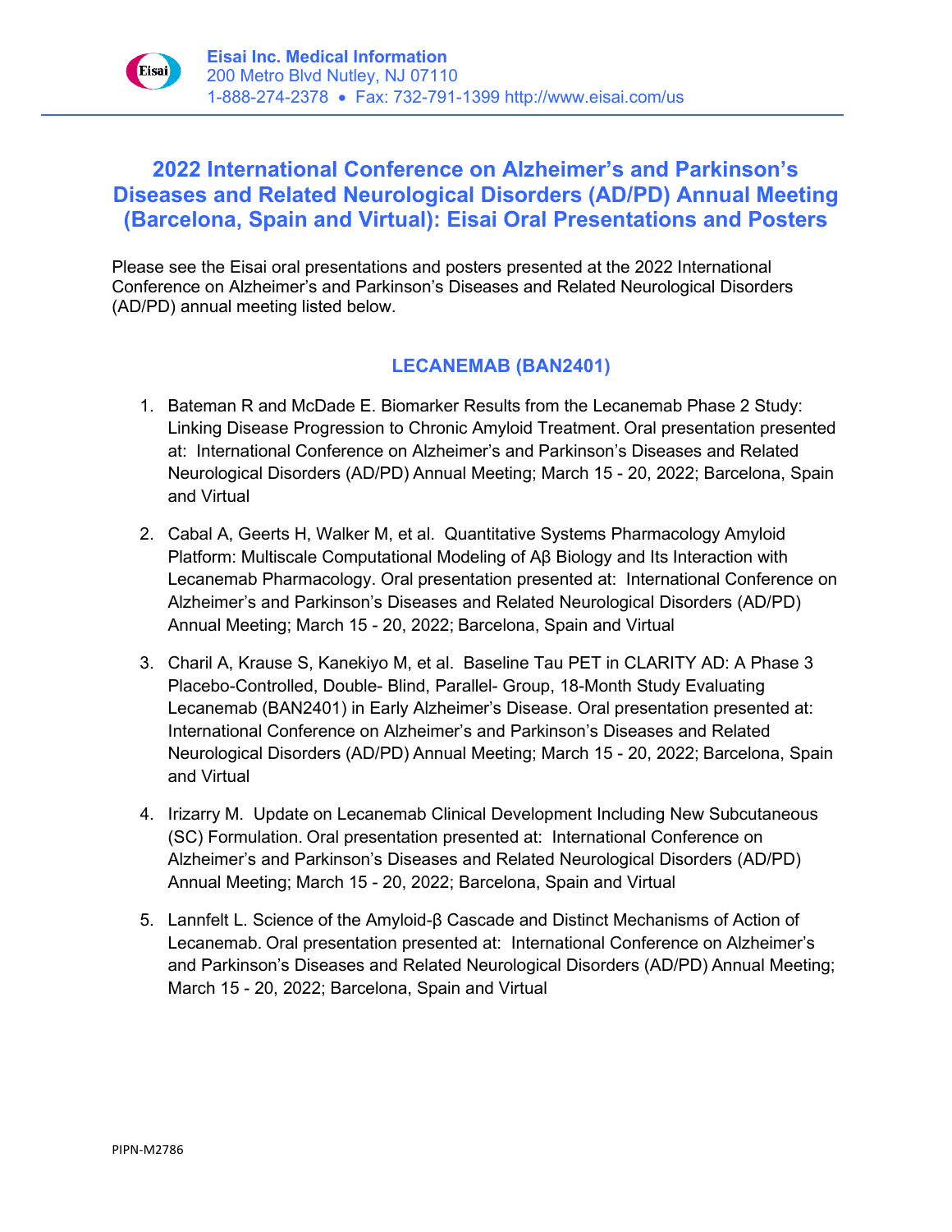**Eisai Inc. Medical Information**
200 Metro Blvd Nutley, NJ 07110
1-888-274-2378 • Fax: 732-791-1399 http://www.eisai.com/us

# 2022 International Conference on Alzheimer's and Parkinson's Diseases and Related Neurological Disorders (AD/PD) Annual Meeting (Barcelona, Spain and Virtual): Eisai Oral Presentations and Posters

Please see the Eisai oral presentations and posters presented at the 2022 International Conference on Alzheimer's and Parkinson's Diseases and Related Neurological Disorders (AD/PD) annual meeting listed below.

## LECANEMAB (BAN2401)

1. Bateman R and McDade E. Biomarker Results from the Lecanemab Phase 2 Study: Linking Disease Progression to Chronic Amyloid Treatment. Oral presentation presented at: International Conference on Alzheimer's and Parkinson's Diseases and Related Neurological Disorders (AD/PD) Annual Meeting; March 15 - 20, 2022; Barcelona, Spain and Virtual

2. Cabal A, Geerts H, Walker M, et al. Quantitative Systems Pharmacology Amyloid Platform: Multiscale Computational Modeling of Aβ Biology and Its Interaction with Lecanemab Pharmacology. Oral presentation presented at: International Conference on Alzheimer's and Parkinson's Diseases and Related Neurological Disorders (AD/PD) Annual Meeting; March 15 - 20, 2022; Barcelona, Spain and Virtual

3. Charil A, Krause S, Kanekiyo M, et al. Baseline Tau PET in CLARITY AD: A Phase 3 Placebo-Controlled, Double- Blind, Parallel- Group, 18-Month Study Evaluating Lecanemab (BAN2401) in Early Alzheimer's Disease. Oral presentation presented at: International Conference on Alzheimer's and Parkinson's Diseases and Related Neurological Disorders (AD/PD) Annual Meeting; March 15 - 20, 2022; Barcelona, Spain and Virtual

4. Irizarry M. Update on Lecanemab Clinical Development Including New Subcutaneous (SC) Formulation. Oral presentation presented at: International Conference on Alzheimer's and Parkinson's Diseases and Related Neurological Disorders (AD/PD) Annual Meeting; March 15 - 20, 2022; Barcelona, Spain and Virtual

5. Lannfelt L. Science of the Amyloid-β Cascade and Distinct Mechanisms of Action of Lecanemab. Oral presentation presented at: International Conference on Alzheimer's and Parkinson's Diseases and Related Neurological Disorders (AD/PD) Annual Meeting; March 15 - 20, 2022; Barcelona, Spain and Virtual

PIPN-M2786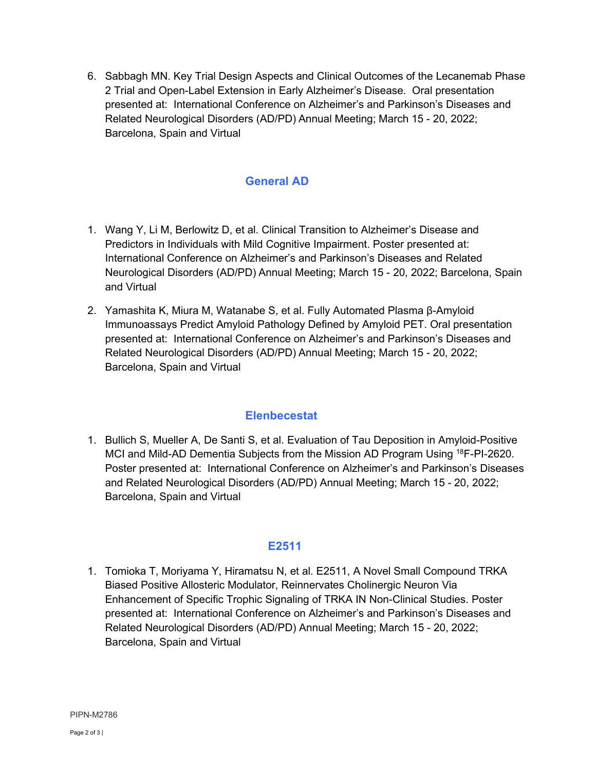6. Sabbagh MN. Key Trial Design Aspects and Clinical Outcomes of the Lecanemab Phase 2 Trial and Open-Label Extension in Early Alzheimer's Disease. Oral presentation presented at: International Conference on Alzheimer's and Parkinson's Diseases and Related Neurological Disorders (AD/PD) Annual Meeting; March 15 - 20, 2022; Barcelona, Spain and Virtual

## General AD

1. Wang Y, Li M, Berlowitz D, et al. Clinical Transition to Alzheimer's Disease and Predictors in Individuals with Mild Cognitive Impairment. Poster presented at: International Conference on Alzheimer's and Parkinson's Diseases and Related Neurological Disorders (AD/PD) Annual Meeting; March 15 - 20, 2022; Barcelona, Spain and Virtual

2. Yamashita K, Miura M, Watanabe S, et al. Fully Automated Plasma β-Amyloid Immunoassays Predict Amyloid Pathology Defined by Amyloid PET. Oral presentation presented at: International Conference on Alzheimer's and Parkinson's Diseases and Related Neurological Disorders (AD/PD) Annual Meeting; March 15 - 20, 2022; Barcelona, Spain and Virtual

## Elenbecestat

1. Bullich S, Mueller A, De Santi S, et al. Evaluation of Tau Deposition in Amyloid-Positive MCI and Mild-AD Dementia Subjects from the Mission AD Program Using $^{18}$F-PI-2620. Poster presented at: International Conference on Alzheimer's and Parkinson's Diseases and Related Neurological Disorders (AD/PD) Annual Meeting; March 15 - 20, 2022; Barcelona, Spain and Virtual

## E2511

1. Tomioka T, Moriyama Y, Hiramatsu N, et al. E2511, A Novel Small Compound TRKA Biased Positive Allosteric Modulator, Reinnervates Cholinergic Neuron Via Enhancement of Specific Trophic Signaling of TRKA IN Non-Clinical Studies. Poster presented at: International Conference on Alzheimer's and Parkinson's Diseases and Related Neurological Disorders (AD/PD) Annual Meeting; March 15 - 20, 2022; Barcelona, Spain and Virtual

PIPN-M2786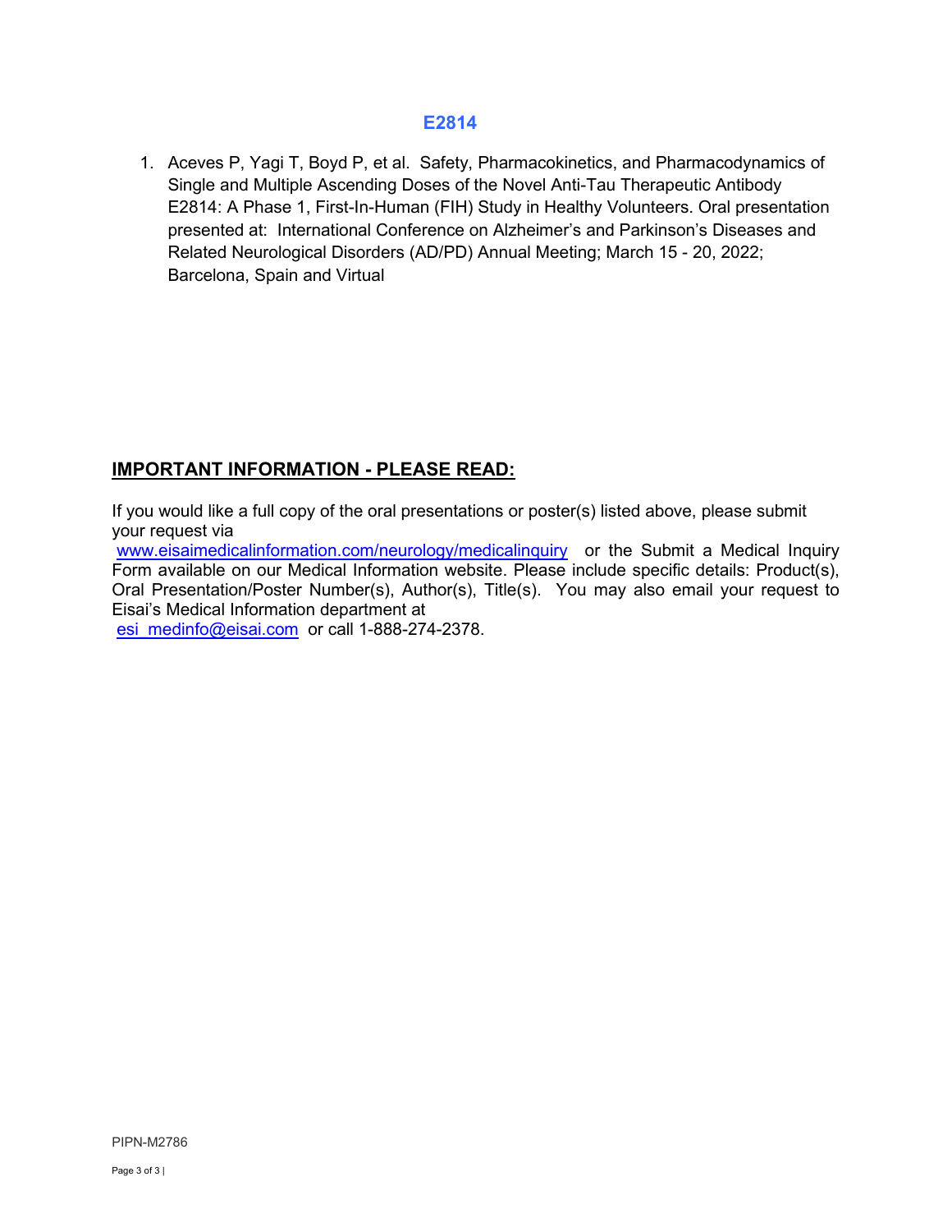## E2814

1. Aceves P, Yagi T, Boyd P, et al. Safety, Pharmacokinetics, and Pharmacodynamics of Single and Multiple Ascending Doses of the Novel Anti-Tau Therapeutic Antibody E2814: A Phase 1, First-In-Human (FIH) Study in Healthy Volunteers. Oral presentation presented at: International Conference on Alzheimer's and Parkinson's Diseases and Related Neurological Disorders (AD/PD) Annual Meeting; March 15 - 20, 2022; Barcelona, Spain and Virtual

## IMPORTANT INFORMATION - PLEASE READ:

If you would like a full copy of the oral presentations or poster(s) listed above, please submit your request via www.eisaimedicalinformation.com/neurology/medicalinquiry or the Submit a Medical Inquiry Form available on our Medical Information website. Please include specific details: Product(s), Oral Presentation/Poster Number(s), Author(s), Title(s). You may also email your request to Eisai's Medical Information department at esi_medinfo@eisai.com or call 1-888-274-2378.

PIPN-M2786